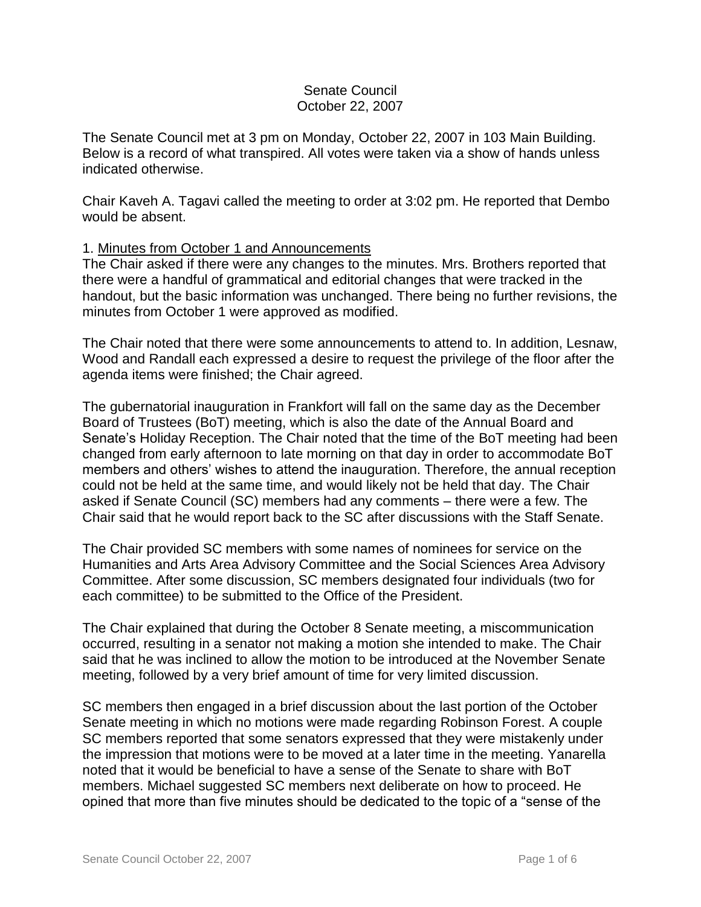Senate Council
October 22, 2007

The Senate Council met at 3 pm on Monday, October 22, 2007 in 103 Main Building. Below is a record of what transpired. All votes were taken via a show of hands unless indicated otherwise.

Chair Kaveh A. Tagavi called the meeting to order at 3:02 pm. He reported that Dembo would be absent.

1. Minutes from October 1 and Announcements

The Chair asked if there were any changes to the minutes. Mrs. Brothers reported that there were a handful of grammatical and editorial changes that were tracked in the handout, but the basic information was unchanged. There being no further revisions, the minutes from October 1 were approved as modified.

The Chair noted that there were some announcements to attend to. In addition, Lesnaw, Wood and Randall each expressed a desire to request the privilege of the floor after the agenda items were finished; the Chair agreed.

The gubernatorial inauguration in Frankfort will fall on the same day as the December Board of Trustees (BoT) meeting, which is also the date of the Annual Board and Senate's Holiday Reception. The Chair noted that the time of the BoT meeting had been changed from early afternoon to late morning on that day in order to accommodate BoT members and others' wishes to attend the inauguration. Therefore, the annual reception could not be held at the same time, and would likely not be held that day. The Chair asked if Senate Council (SC) members had any comments – there were a few. The Chair said that he would report back to the SC after discussions with the Staff Senate.

The Chair provided SC members with some names of nominees for service on the Humanities and Arts Area Advisory Committee and the Social Sciences Area Advisory Committee. After some discussion, SC members designated four individuals (two for each committee) to be submitted to the Office of the President.

The Chair explained that during the October 8 Senate meeting, a miscommunication occurred, resulting in a senator not making a motion she intended to make. The Chair said that he was inclined to allow the motion to be introduced at the November Senate meeting, followed by a very brief amount of time for very limited discussion.

SC members then engaged in a brief discussion about the last portion of the October Senate meeting in which no motions were made regarding Robinson Forest. A couple SC members reported that some senators expressed that they were mistakenly under the impression that motions were to be moved at a later time in the meeting. Yanarella noted that it would be beneficial to have a sense of the Senate to share with BoT members. Michael suggested SC members next deliberate on how to proceed. He opined that more than five minutes should be dedicated to the topic of a "sense of the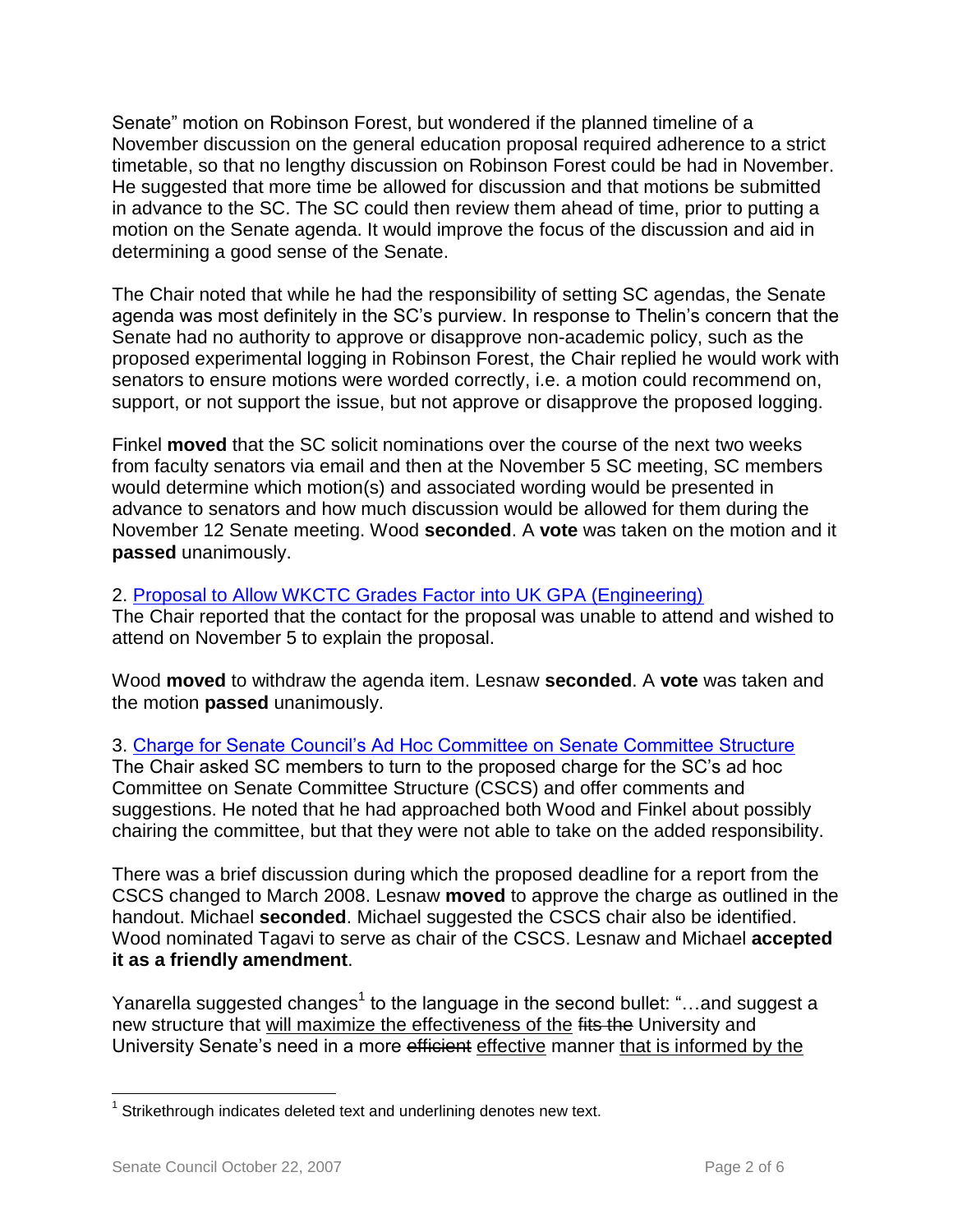Senate" motion on Robinson Forest, but wondered if the planned timeline of a November discussion on the general education proposal required adherence to a strict timetable, so that no lengthy discussion on Robinson Forest could be had in November. He suggested that more time be allowed for discussion and that motions be submitted in advance to the SC. The SC could then review them ahead of time, prior to putting a motion on the Senate agenda. It would improve the focus of the discussion and aid in determining a good sense of the Senate.

The Chair noted that while he had the responsibility of setting SC agendas, the Senate agenda was most definitely in the SC's purview. In response to Thelin's concern that the Senate had no authority to approve or disapprove non-academic policy, such as the proposed experimental logging in Robinson Forest, the Chair replied he would work with senators to ensure motions were worded correctly, i.e. a motion could recommend on, support, or not support the issue, but not approve or disapprove the proposed logging.

Finkel **moved** that the SC solicit nominations over the course of the next two weeks from faculty senators via email and then at the November 5 SC meeting, SC members would determine which motion(s) and associated wording would be presented in advance to senators and how much discussion would be allowed for them during the November 12 Senate meeting. Wood **seconded**. A **vote** was taken on the motion and it **passed** unanimously.

2. Proposal to Allow WKCTC Grades Factor into UK GPA (Engineering)
The Chair reported that the contact for the proposal was unable to attend and wished to attend on November 5 to explain the proposal.

Wood **moved** to withdraw the agenda item. Lesnaw **seconded**. A **vote** was taken and the motion **passed** unanimously.

3. Charge for Senate Council's Ad Hoc Committee on Senate Committee Structure
The Chair asked SC members to turn to the proposed charge for the SC's ad hoc Committee on Senate Committee Structure (CSCS) and offer comments and suggestions. He noted that he had approached both Wood and Finkel about possibly chairing the committee, but that they were not able to take on the added responsibility.

There was a brief discussion during which the proposed deadline for a report from the CSCS changed to March 2008. Lesnaw **moved** to approve the charge as outlined in the handout. Michael **seconded**. Michael suggested the CSCS chair also be identified. Wood nominated Tagavi to serve as chair of the CSCS. Lesnaw and Michael **accepted it as a friendly amendment**.

Yanarella suggested changes[1] to the language in the second bullet: "…and suggest a new structure that <u>will maximize the effectiveness of the</u> ~~fits the~~ University and University Senate's need in a more ~~efficient~~ <u>effective</u> manner <u>that is informed by the</u>

[1] Strikethrough indicates deleted text and underlining denotes new text.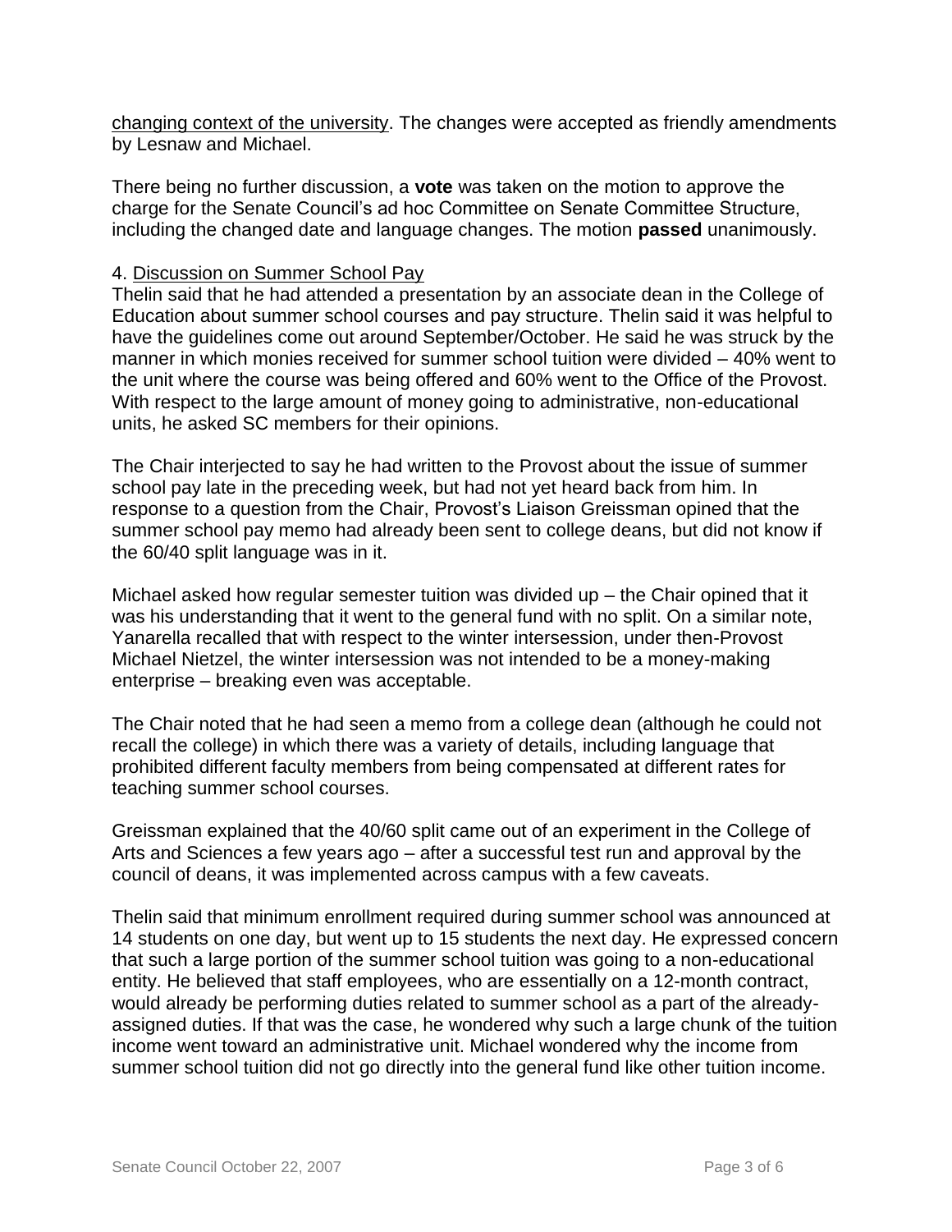changing context of the university. The changes were accepted as friendly amendments by Lesnaw and Michael.

There being no further discussion, a **vote** was taken on the motion to approve the charge for the Senate Council's ad hoc Committee on Senate Committee Structure, including the changed date and language changes. The motion **passed** unanimously.

4. Discussion on Summer School Pay

Thelin said that he had attended a presentation by an associate dean in the College of Education about summer school courses and pay structure. Thelin said it was helpful to have the guidelines come out around September/October. He said he was struck by the manner in which monies received for summer school tuition were divided – 40% went to the unit where the course was being offered and 60% went to the Office of the Provost. With respect to the large amount of money going to administrative, non-educational units, he asked SC members for their opinions.

The Chair interjected to say he had written to the Provost about the issue of summer school pay late in the preceding week, but had not yet heard back from him. In response to a question from the Chair, Provost's Liaison Greissman opined that the summer school pay memo had already been sent to college deans, but did not know if the 60/40 split language was in it.

Michael asked how regular semester tuition was divided up – the Chair opined that it was his understanding that it went to the general fund with no split. On a similar note, Yanarella recalled that with respect to the winter intersession, under then-Provost Michael Nietzel, the winter intersession was not intended to be a money-making enterprise – breaking even was acceptable.

The Chair noted that he had seen a memo from a college dean (although he could not recall the college) in which there was a variety of details, including language that prohibited different faculty members from being compensated at different rates for teaching summer school courses.

Greissman explained that the 40/60 split came out of an experiment in the College of Arts and Sciences a few years ago – after a successful test run and approval by the council of deans, it was implemented across campus with a few caveats.

Thelin said that minimum enrollment required during summer school was announced at 14 students on one day, but went up to 15 students the next day. He expressed concern that such a large portion of the summer school tuition was going to a non-educational entity. He believed that staff employees, who are essentially on a 12-month contract, would already be performing duties related to summer school as a part of the already-assigned duties. If that was the case, he wondered why such a large chunk of the tuition income went toward an administrative unit. Michael wondered why the income from summer school tuition did not go directly into the general fund like other tuition income.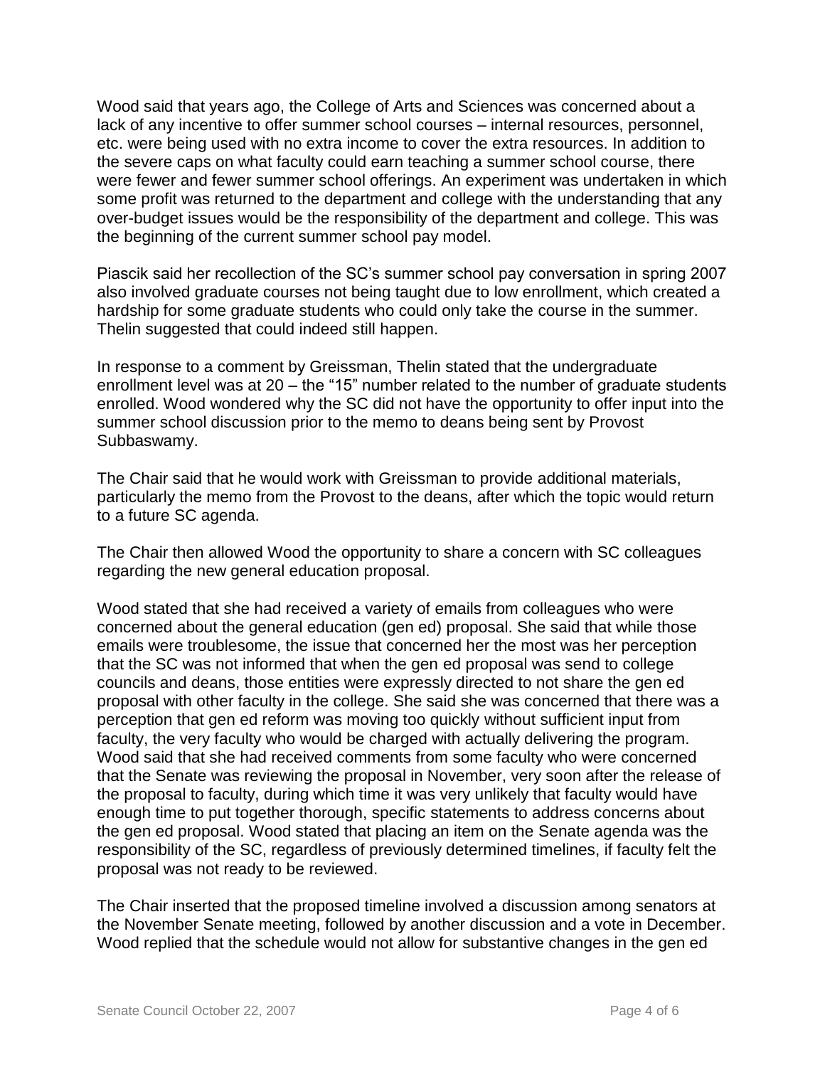Wood said that years ago, the College of Arts and Sciences was concerned about a lack of any incentive to offer summer school courses – internal resources, personnel, etc. were being used with no extra income to cover the extra resources. In addition to the severe caps on what faculty could earn teaching a summer school course, there were fewer and fewer summer school offerings. An experiment was undertaken in which some profit was returned to the department and college with the understanding that any over-budget issues would be the responsibility of the department and college. This was the beginning of the current summer school pay model.

Piascik said her recollection of the SC's summer school pay conversation in spring 2007 also involved graduate courses not being taught due to low enrollment, which created a hardship for some graduate students who could only take the course in the summer. Thelin suggested that could indeed still happen.

In response to a comment by Greissman, Thelin stated that the undergraduate enrollment level was at 20 – the "15" number related to the number of graduate students enrolled. Wood wondered why the SC did not have the opportunity to offer input into the summer school discussion prior to the memo to deans being sent by Provost Subbaswamy.

The Chair said that he would work with Greissman to provide additional materials, particularly the memo from the Provost to the deans, after which the topic would return to a future SC agenda.

The Chair then allowed Wood the opportunity to share a concern with SC colleagues regarding the new general education proposal.

Wood stated that she had received a variety of emails from colleagues who were concerned about the general education (gen ed) proposal. She said that while those emails were troublesome, the issue that concerned her the most was her perception that the SC was not informed that when the gen ed proposal was send to college councils and deans, those entities were expressly directed to not share the gen ed proposal with other faculty in the college. She said she was concerned that there was a perception that gen ed reform was moving too quickly without sufficient input from faculty, the very faculty who would be charged with actually delivering the program. Wood said that she had received comments from some faculty who were concerned that the Senate was reviewing the proposal in November, very soon after the release of the proposal to faculty, during which time it was very unlikely that faculty would have enough time to put together thorough, specific statements to address concerns about the gen ed proposal. Wood stated that placing an item on the Senate agenda was the responsibility of the SC, regardless of previously determined timelines, if faculty felt the proposal was not ready to be reviewed.

The Chair inserted that the proposed timeline involved a discussion among senators at the November Senate meeting, followed by another discussion and a vote in December. Wood replied that the schedule would not allow for substantive changes in the gen ed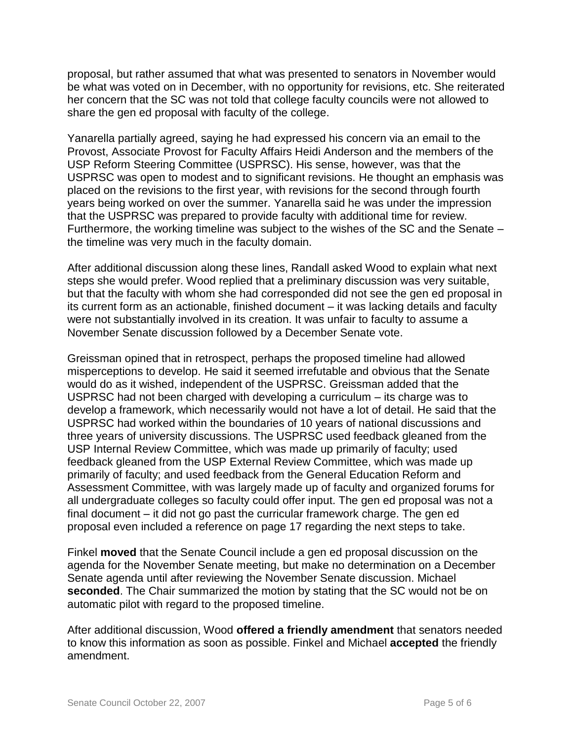proposal, but rather assumed that what was presented to senators in November would be what was voted on in December, with no opportunity for revisions, etc. She reiterated her concern that the SC was not told that college faculty councils were not allowed to share the gen ed proposal with faculty of the college.

Yanarella partially agreed, saying he had expressed his concern via an email to the Provost, Associate Provost for Faculty Affairs Heidi Anderson and the members of the USP Reform Steering Committee (USPRSC). His sense, however, was that the USPRSC was open to modest and to significant revisions. He thought an emphasis was placed on the revisions to the first year, with revisions for the second through fourth years being worked on over the summer. Yanarella said he was under the impression that the USPRSC was prepared to provide faculty with additional time for review. Furthermore, the working timeline was subject to the wishes of the SC and the Senate – the timeline was very much in the faculty domain.

After additional discussion along these lines, Randall asked Wood to explain what next steps she would prefer. Wood replied that a preliminary discussion was very suitable, but that the faculty with whom she had corresponded did not see the gen ed proposal in its current form as an actionable, finished document – it was lacking details and faculty were not substantially involved in its creation. It was unfair to faculty to assume a November Senate discussion followed by a December Senate vote.

Greissman opined that in retrospect, perhaps the proposed timeline had allowed misperceptions to develop. He said it seemed irrefutable and obvious that the Senate would do as it wished, independent of the USPRSC. Greissman added that the USPRSC had not been charged with developing a curriculum – its charge was to develop a framework, which necessarily would not have a lot of detail. He said that the USPRSC had worked within the boundaries of 10 years of national discussions and three years of university discussions. The USPRSC used feedback gleaned from the USP Internal Review Committee, which was made up primarily of faculty; used feedback gleaned from the USP External Review Committee, which was made up primarily of faculty; and used feedback from the General Education Reform and Assessment Committee, with was largely made up of faculty and organized forums for all undergraduate colleges so faculty could offer input. The gen ed proposal was not a final document – it did not go past the curricular framework charge. The gen ed proposal even included a reference on page 17 regarding the next steps to take.

Finkel **moved** that the Senate Council include a gen ed proposal discussion on the agenda for the November Senate meeting, but make no determination on a December Senate agenda until after reviewing the November Senate discussion. Michael **seconded**. The Chair summarized the motion by stating that the SC would not be on automatic pilot with regard to the proposed timeline.

After additional discussion, Wood **offered a friendly amendment** that senators needed to know this information as soon as possible. Finkel and Michael **accepted** the friendly amendment.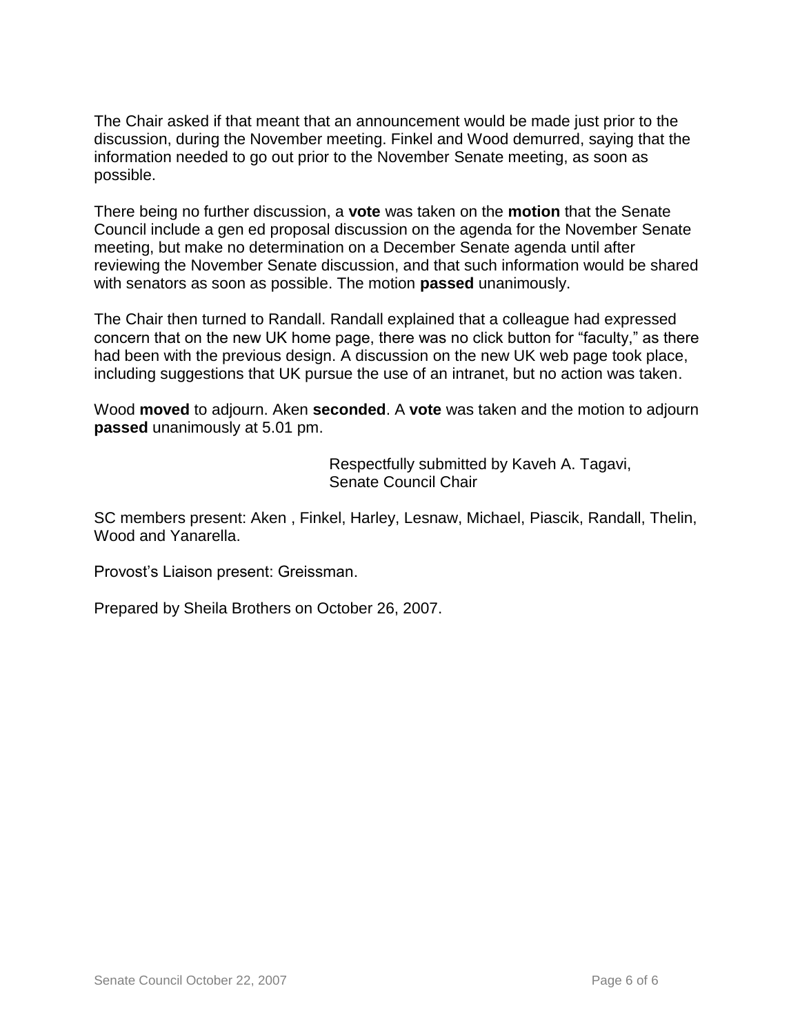The Chair asked if that meant that an announcement would be made just prior to the discussion, during the November meeting. Finkel and Wood demurred, saying that the information needed to go out prior to the November Senate meeting, as soon as possible.

There being no further discussion, a **vote** was taken on the **motion** that the Senate Council include a gen ed proposal discussion on the agenda for the November Senate meeting, but make no determination on a December Senate agenda until after reviewing the November Senate discussion, and that such information would be shared with senators as soon as possible. The motion **passed** unanimously.

The Chair then turned to Randall. Randall explained that a colleague had expressed concern that on the new UK home page, there was no click button for "faculty," as there had been with the previous design. A discussion on the new UK web page took place, including suggestions that UK pursue the use of an intranet, but no action was taken.

Wood **moved** to adjourn. Aken **seconded**. A **vote** was taken and the motion to adjourn **passed** unanimously at 5.01 pm.

Respectfully submitted by Kaveh A. Tagavi,
Senate Council Chair

SC members present: Aken , Finkel, Harley, Lesnaw, Michael, Piascik, Randall, Thelin, Wood and Yanarella.

Provost's Liaison present: Greissman.

Prepared by Sheila Brothers on October 26, 2007.